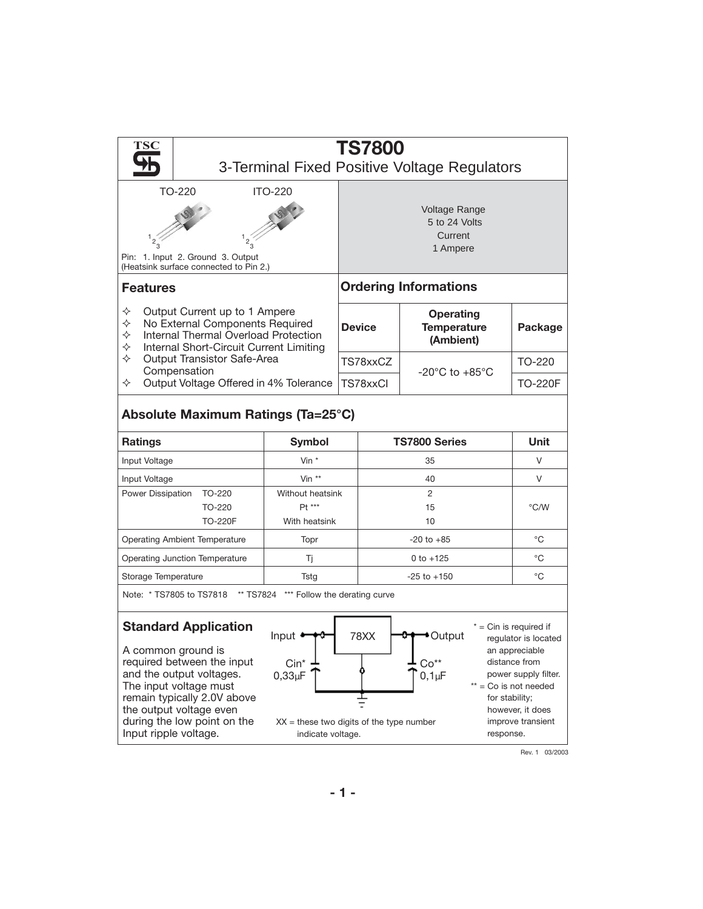# TS7800

## 3-Terminal Fixed Positive Voltage Regulators

TO-220 ITO-220

Pin: 1. Input 2. Ground 3. Output
(Heatsink surface connected to Pin 2.)

Voltage Range
5 to 24 Volts
Current
1 Ampere

## Features

- Output Current up to 1 Ampere
- No External Components Required
- Internal Thermal Overload Protection
- Internal Short-Circuit Current Limiting
- Output Transistor Safe-Area Compensation
- Output Voltage Offered in 4% Tolerance

## Ordering Informations

| Device | Operating Temperature (Ambient) | Package |
|---|---|---|
| TS78xxCZ | -20°C to +85°C | TO-220 |
| TS78xxCI | | TO-220F |

## Absolute Maximum Ratings (Ta=25°C)

| Ratings | | Symbol | TS7800 Series | Unit |
|---|---|---|---|---|
| Input Voltage | | Vin * | 35 | V |
| Input Voltage | | Vin ** | 40 | V |
| Power Dissipation | TO-220 | Without heatsink | 2 | °C/W |
| | TO-220 | Pt *** | 15 | |
| | TO-220F | With heatsink | 10 | |
| Operating Ambient Temperature | | Topr | -20 to +85 | °C |
| Operating Junction Temperature | | Tj | 0 to +125 | °C |
| Storage Temperature | | Tstg | -25 to +150 | °C |

Note: * TS7805 to TS7818 ** TS7824 *** Follow the derating curve

## Standard Application

A common ground is required between the input and the output voltages. The input voltage must remain typically 2.0V above the output voltage even during the low point on the Input ripple voltage.

Input — 78XX — Output

Cin* 0,33µF Co** 0,1µF

XX = these two digits of the type number indicate voltage.

* = Cin is required if regulator is located an appreciable distance from power supply filter.

** = Co is not needed for stability; however, it does improve transient response.

Rev. 1 03/2003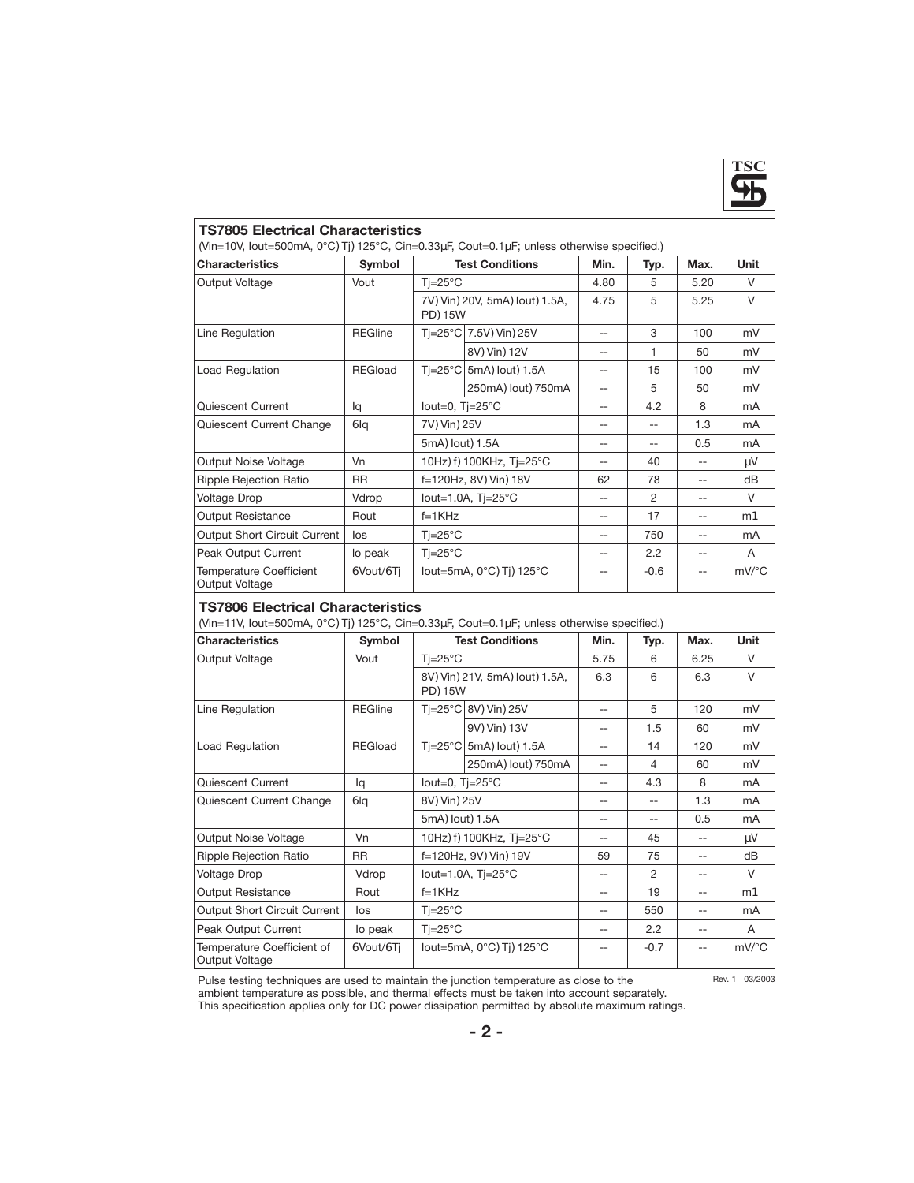## TS7805 Electrical Characteristics

(Vin=10V, Iout=500mA, 0°C) Tj) 125°C, Cin=0.33µF, Cout=0.1µF; unless otherwise specified.)

| Characteristics | Symbol | Test Conditions | | Min. | Typ. | Max. | Unit |
|---|---|---|---|---|---|---|---|
| Output Voltage | Vout | Tj=25°C | | 4.80 | 5 | 5.20 | V |
| | | 7V) Vin) 20V, 5mA) Iout) 1.5A, PD) 15W | | 4.75 | 5 | 5.25 | V |
| Line Regulation | REGline | Tj=25°C | 7.5V) Vin) 25V | -- | 3 | 100 | mV |
| | | | 8V) Vin) 12V | -- | 1 | 50 | mV |
| Load Regulation | REGload | Tj=25°C | 5mA) Iout) 1.5A | -- | 15 | 100 | mV |
| | | | 250mA) Iout) 750mA | -- | 5 | 50 | mV |
| Quiescent Current | Iq | Iout=0, Tj=25°C | | -- | 4.2 | 8 | mA |
| Quiescent Current Change | 6Iq | 7V) Vin) 25V | | -- | -- | 1.3 | mA |
| | | 5mA) Iout) 1.5A | | -- | -- | 0.5 | mA |
| Output Noise Voltage | Vn | 10Hz) f) 100KHz, Tj=25°C | | -- | 40 | -- | µV |
| Ripple Rejection Ratio | RR | f=120Hz, 8V) Vin) 18V | | 62 | 78 | -- | dB |
| Voltage Drop | Vdrop | Iout=1.0A, Tj=25°C | | -- | 2 | -- | V |
| Output Resistance | Rout | f=1KHz | | -- | 17 | -- | m1 |
| Output Short Circuit Current | Ios | Tj=25°C | | -- | 750 | -- | mA |
| Peak Output Current | Io peak | Tj=25°C | | -- | 2.2 | -- | A |
| Temperature Coefficient Output Voltage | 6Vout/6Tj | Iout=5mA, 0°C) Tj) 125°C | | -- | -0.6 | -- | mV/°C |

## TS7806 Electrical Characteristics

(Vin=11V, Iout=500mA, 0°C) Tj) 125°C, Cin=0.33µF, Cout=0.1µF; unless otherwise specified.)

| Characteristics | Symbol | Test Conditions | | Min. | Typ. | Max. | Unit |
|---|---|---|---|---|---|---|---|
| Output Voltage | Vout | Tj=25°C | | 5.75 | 6 | 6.25 | V |
| | | 8V) Vin) 21V, 5mA) Iout) 1.5A, PD) 15W | | 6.3 | 6 | 6.3 | V |
| Line Regulation | REGline | Tj=25°C | 8V) Vin) 25V | -- | 5 | 120 | mV |
| | | | 9V) Vin) 13V | -- | 1.5 | 60 | mV |
| Load Regulation | REGload | Tj=25°C | 5mA) Iout) 1.5A | -- | 14 | 120 | mV |
| | | | 250mA) Iout) 750mA | -- | 4 | 60 | mV |
| Quiescent Current | Iq | Iout=0, Tj=25°C | | -- | 4.3 | 8 | mA |
| Quiescent Current Change | 6Iq | 8V) Vin) 25V | | -- | -- | 1.3 | mA |
| | | 5mA) Iout) 1.5A | | -- | -- | 0.5 | mA |
| Output Noise Voltage | Vn | 10Hz) f) 100KHz, Tj=25°C | | -- | 45 | -- | µV |
| Ripple Rejection Ratio | RR | f=120Hz, 9V) Vin) 19V | | 59 | 75 | -- | dB |
| Voltage Drop | Vdrop | Iout=1.0A, Tj=25°C | | -- | 2 | -- | V |
| Output Resistance | Rout | f=1KHz | | -- | 19 | -- | m1 |
| Output Short Circuit Current | Ios | Tj=25°C | | -- | 550 | -- | mA |
| Peak Output Current | Io peak | Tj=25°C | | -- | 2.2 | -- | A |
| Temperature Coefficient of Output Voltage | 6Vout/6Tj | Iout=5mA, 0°C) Tj) 125°C | | -- | -0.7 | -- | mV/°C |

Pulse testing techniques are used to maintain the junction temperature as close to the ambient temperature as possible, and thermal effects must be taken into account separately. This specification applies only for DC power dissipation permitted by absolute maximum ratings.

Rev. 1 03/2003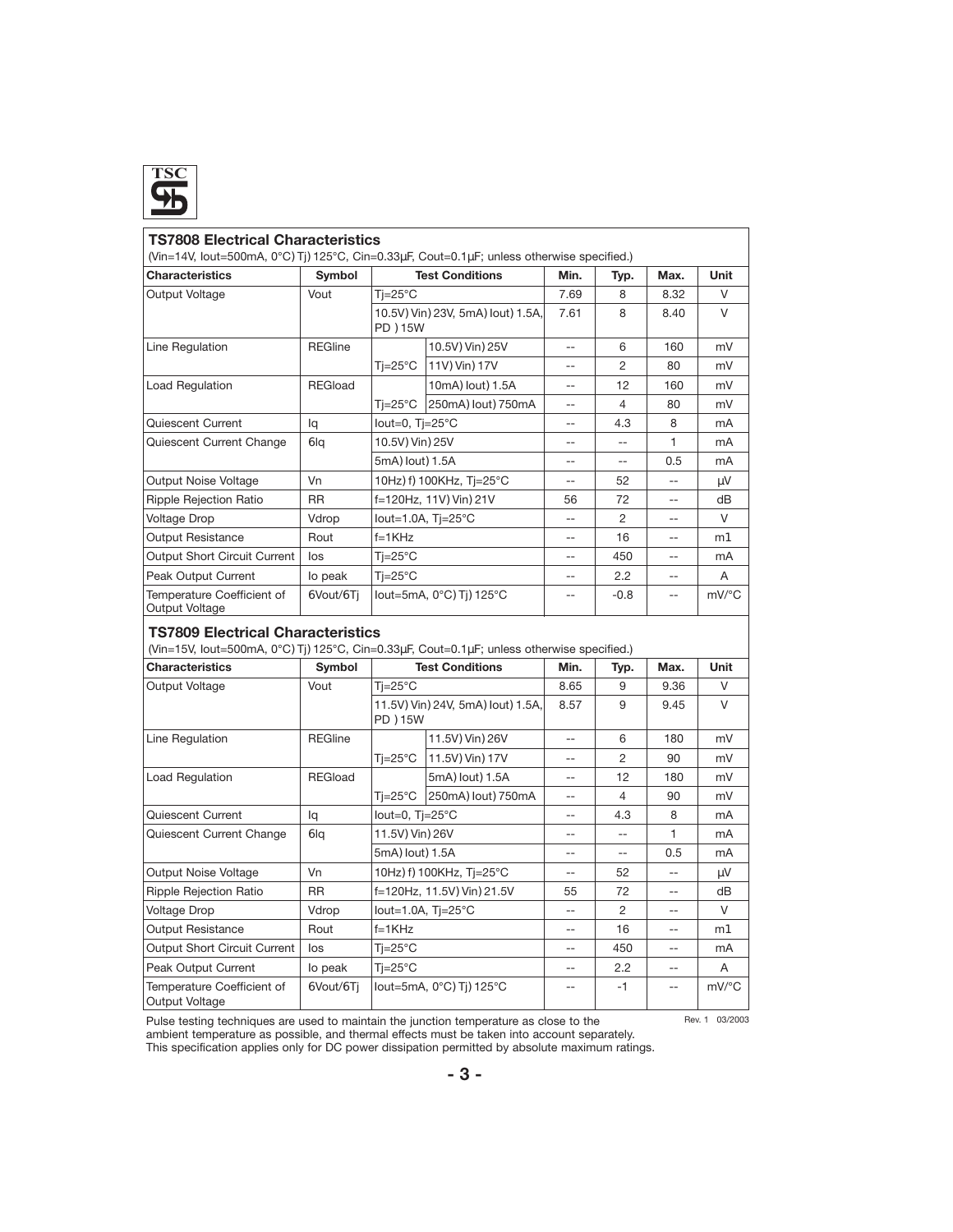## TS7808 Electrical Characteristics

(Vin=14V, Iout=500mA, 0°C) Tj) 125°C, Cin=0.33µF, Cout=0.1µF; unless otherwise specified.)

| Characteristics | Symbol | Test Conditions | | Min. | Typ. | Max. | Unit |
|---|---|---|---|---|---|---|---|
| Output Voltage | Vout | Tj=25°C | | 7.69 | 8 | 8.32 | V |
| | | 10.5V) Vin) 23V, 5mA) Iout) 1.5A, PD ) 15W | | 7.61 | 8 | 8.40 | V |
| Line Regulation | REGline | | 10.5V) Vin) 25V | -- | 6 | 160 | mV |
| | | Tj=25°C | 11V) Vin) 17V | -- | 2 | 80 | mV |
| Load Regulation | REGload | | 10mA) Iout) 1.5A | -- | 12 | 160 | mV |
| | | Tj=25°C | 250mA) Iout) 750mA | -- | 4 | 80 | mV |
| Quiescent Current | Iq | Iout=0, Tj=25°C | | -- | 4.3 | 8 | mA |
| Quiescent Current Change | 6Iq | 10.5V) Vin) 25V | | -- | -- | 1 | mA |
| | | 5mA) Iout) 1.5A | | -- | -- | 0.5 | mA |
| Output Noise Voltage | Vn | 10Hz) f) 100KHz, Tj=25°C | | -- | 52 | -- | µV |
| Ripple Rejection Ratio | RR | f=120Hz, 11V) Vin) 21V | | 56 | 72 | -- | dB |
| Voltage Drop | Vdrop | Iout=1.0A, Tj=25°C | | -- | 2 | -- | V |
| Output Resistance | Rout | f=1KHz | | -- | 16 | -- | m1 |
| Output Short Circuit Current | Ios | Tj=25°C | | -- | 450 | -- | mA |
| Peak Output Current | Io peak | Tj=25°C | | -- | 2.2 | -- | A |
| Temperature Coefficient of Output Voltage | 6Vout/6Tj | Iout=5mA, 0°C) Tj) 125°C | | -- | -0.8 | -- | mV/°C |

## TS7809 Electrical Characteristics

(Vin=15V, Iout=500mA, 0°C) Tj) 125°C, Cin=0.33µF, Cout=0.1µF; unless otherwise specified.)

| Characteristics | Symbol | Test Conditions | | Min. | Typ. | Max. | Unit |
|---|---|---|---|---|---|---|---|
| Output Voltage | Vout | Tj=25°C | | 8.65 | 9 | 9.36 | V |
| | | 11.5V) Vin) 24V, 5mA) Iout) 1.5A, PD ) 15W | | 8.57 | 9 | 9.45 | V |
| Line Regulation | REGline | | 11.5V) Vin) 26V | -- | 6 | 180 | mV |
| | | Tj=25°C | 11.5V) Vin) 17V | -- | 2 | 90 | mV |
| Load Regulation | REGload | | 5mA) Iout) 1.5A | -- | 12 | 180 | mV |
| | | Tj=25°C | 250mA) Iout) 750mA | -- | 4 | 90 | mV |
| Quiescent Current | Iq | Iout=0, Tj=25°C | | -- | 4.3 | 8 | mA |
| Quiescent Current Change | 6Iq | 11.5V) Vin) 26V | | -- | -- | 1 | mA |
| | | 5mA) Iout) 1.5A | | -- | -- | 0.5 | mA |
| Output Noise Voltage | Vn | 10Hz) f) 100KHz, Tj=25°C | | -- | 52 | -- | µV |
| Ripple Rejection Ratio | RR | f=120Hz, 11.5V) Vin) 21.5V | | 55 | 72 | -- | dB |
| Voltage Drop | Vdrop | Iout=1.0A, Tj=25°C | | -- | 2 | -- | V |
| Output Resistance | Rout | f=1KHz | | -- | 16 | -- | m1 |
| Output Short Circuit Current | Ios | Tj=25°C | | -- | 450 | -- | mA |
| Peak Output Current | Io peak | Tj=25°C | | -- | 2.2 | -- | A |
| Temperature Coefficient of Output Voltage | 6Vout/6Tj | Iout=5mA, 0°C) Tj) 125°C | | -- | -1 | -- | mV/°C |

Pulse testing techniques are used to maintain the junction temperature as close to the ambient temperature as possible, and thermal effects must be taken into account separately. This specification applies only for DC power dissipation permitted by absolute maximum ratings.

Rev. 1 03/2003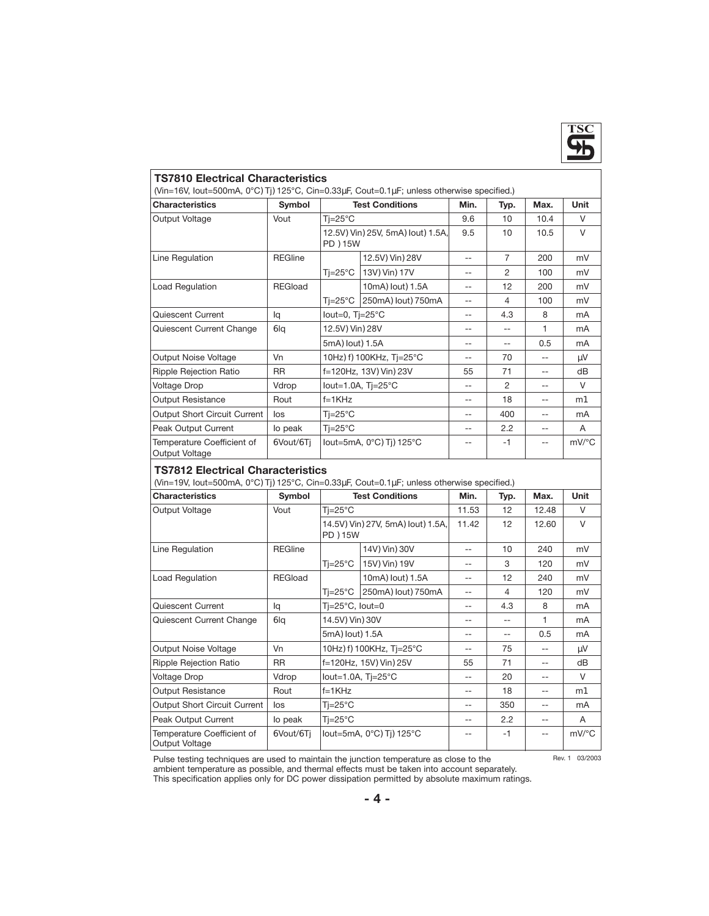## TS7810 Electrical Characteristics

(Vin=16V, Iout=500mA, 0°C) Tj) 125°C, Cin=0.33µF, Cout=0.1µF; unless otherwise specified.)

| Characteristics | Symbol | Test Conditions | | Min. | Typ. | Max. | Unit |
|---|---|---|---|---|---|---|---|
| Output Voltage | Vout | Tj=25°C | | 9.6 | 10 | 10.4 | V |
| | | 12.5V) Vin) 25V, 5mA) Iout) 1.5A, PD ) 15W | | 9.5 | 10 | 10.5 | V |
| Line Regulation | REGline | | 12.5V) Vin) 28V | -- | 7 | 200 | mV |
| | | Tj=25°C | 13V) Vin) 17V | -- | 2 | 100 | mV |
| Load Regulation | REGload | | 10mA) Iout) 1.5A | -- | 12 | 200 | mV |
| | | Tj=25°C | 250mA) Iout) 750mA | -- | 4 | 100 | mV |
| Quiescent Current | Iq | Iout=0, Tj=25°C | | -- | 4.3 | 8 | mA |
| Quiescent Current Change | 6Iq | 12.5V) Vin) 28V | | -- | -- | 1 | mA |
| | | 5mA) Iout) 1.5A | | -- | -- | 0.5 | mA |
| Output Noise Voltage | Vn | 10Hz) f) 100KHz, Tj=25°C | | -- | 70 | -- | µV |
| Ripple Rejection Ratio | RR | f=120Hz, 13V) Vin) 23V | | 55 | 71 | -- | dB |
| Voltage Drop | Vdrop | Iout=1.0A, Tj=25°C | | -- | 2 | -- | V |
| Output Resistance | Rout | f=1KHz | | -- | 18 | -- | m1 |
| Output Short Circuit Current | Ios | Tj=25°C | | -- | 400 | -- | mA |
| Peak Output Current | Io peak | Tj=25°C | | -- | 2.2 | -- | A |
| Temperature Coefficient of Output Voltage | 6Vout/6Tj | Iout=5mA, 0°C) Tj) 125°C | | -- | -1 | -- | mV/°C |

## TS7812 Electrical Characteristics

(Vin=19V, Iout=500mA, 0°C) Tj) 125°C, Cin=0.33µF, Cout=0.1µF; unless otherwise specified.)

| Characteristics | Symbol | Test Conditions | | Min. | Typ. | Max. | Unit |
|---|---|---|---|---|---|---|---|
| Output Voltage | Vout | Tj=25°C | | 11.53 | 12 | 12.48 | V |
| | | 14.5V) Vin) 27V, 5mA) Iout) 1.5A, PD ) 15W | | 11.42 | 12 | 12.60 | V |
| Line Regulation | REGline | | 14V) Vin) 30V | -- | 10 | 240 | mV |
| | | Tj=25°C | 15V) Vin) 19V | -- | 3 | 120 | mV |
| Load Regulation | REGload | | 10mA) Iout) 1.5A | -- | 12 | 240 | mV |
| | | Tj=25°C | 250mA) Iout) 750mA | -- | 4 | 120 | mV |
| Quiescent Current | Iq | Tj=25°C, Iout=0 | | -- | 4.3 | 8 | mA |
| Quiescent Current Change | 6Iq | 14.5V) Vin) 30V | | -- | -- | 1 | mA |
| | | 5mA) Iout) 1.5A | | -- | -- | 0.5 | mA |
| Output Noise Voltage | Vn | 10Hz) f) 100KHz, Tj=25°C | | -- | 75 | -- | µV |
| Ripple Rejection Ratio | RR | f=120Hz, 15V) Vin) 25V | | 55 | 71 | -- | dB |
| Voltage Drop | Vdrop | Iout=1.0A, Tj=25°C | | -- | 20 | -- | V |
| Output Resistance | Rout | f=1KHz | | -- | 18 | -- | m1 |
| Output Short Circuit Current | Ios | Tj=25°C | | -- | 350 | -- | mA |
| Peak Output Current | Io peak | Tj=25°C | | -- | 2.2 | -- | A |
| Temperature Coefficient of Output Voltage | 6Vout/6Tj | Iout=5mA, 0°C) Tj) 125°C | | -- | -1 | -- | mV/°C |

Pulse testing techniques are used to maintain the junction temperature as close to the ambient temperature as possible, and thermal effects must be taken into account separately. This specification applies only for DC power dissipation permitted by absolute maximum ratings.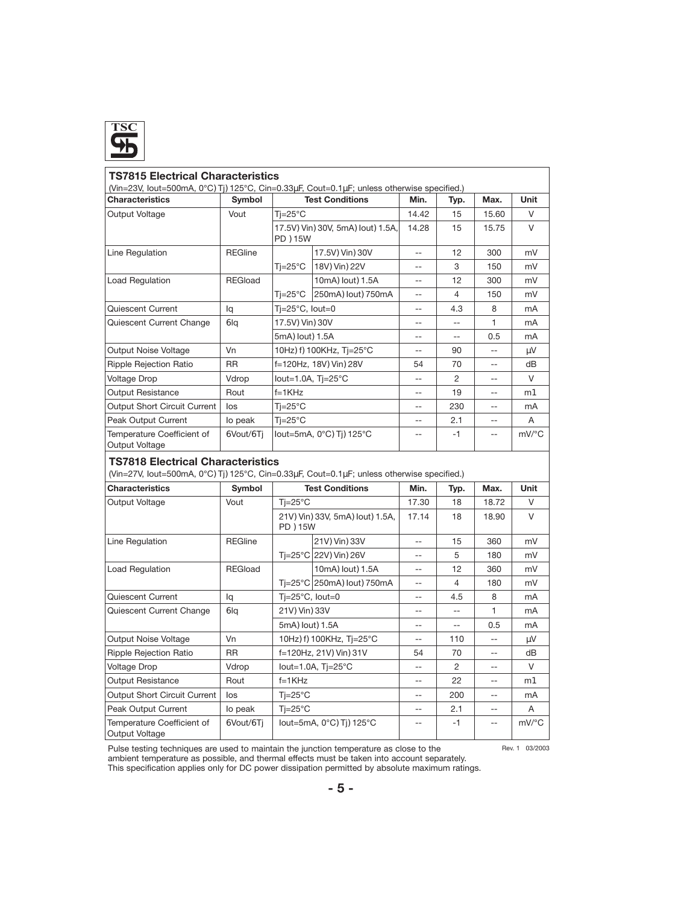## TS7815 Electrical Characteristics

(Vin=23V, Iout=500mA, 0°C) Tj) 125°C, Cin=0.33µF, Cout=0.1µF; unless otherwise specified.)

| Characteristics | Symbol | Test Conditions | | Min. | Typ. | Max. | Unit |
|---|---|---|---|---|---|---|---|
| Output Voltage | Vout | Tj=25°C | | 14.42 | 15 | 15.60 | V |
| | | 17.5V) Vin) 30V, 5mA) Iout) 1.5A, PD ) 15W | | 14.28 | 15 | 15.75 | V |
| Line Regulation | REGline | | 17.5V) Vin) 30V | -- | 12 | 300 | mV |
| | | Tj=25°C | 18V) Vin) 22V | -- | 3 | 150 | mV |
| Load Regulation | REGload | | 10mA) Iout) 1.5A | -- | 12 | 300 | mV |
| | | Tj=25°C | 250mA) Iout) 750mA | -- | 4 | 150 | mV |
| Quiescent Current | Iq | Tj=25°C, Iout=0 | | -- | 4.3 | 8 | mA |
| Quiescent Current Change | 6Iq | 17.5V) Vin) 30V | | -- | -- | 1 | mA |
| | | 5mA) Iout) 1.5A | | -- | -- | 0.5 | mA |
| Output Noise Voltage | Vn | 10Hz) f) 100KHz, Tj=25°C | | -- | 90 | -- | µV |
| Ripple Rejection Ratio | RR | f=120Hz, 18V) Vin) 28V | | 54 | 70 | -- | dB |
| Voltage Drop | Vdrop | Iout=1.0A, Tj=25°C | | -- | 2 | -- | V |
| Output Resistance | Rout | f=1KHz | | -- | 19 | -- | m1 |
| Output Short Circuit Current | Ios | Tj=25°C | | -- | 230 | -- | mA |
| Peak Output Current | Io peak | Tj=25°C | | -- | 2.1 | -- | A |
| Temperature Coefficient of Output Voltage | 6Vout/6Tj | Iout=5mA, 0°C) Tj) 125°C | | -- | -1 | -- | mV/°C |

## TS7818 Electrical Characteristics

(Vin=27V, Iout=500mA, 0°C) Tj) 125°C, Cin=0.33µF, Cout=0.1µF; unless otherwise specified.)

| Characteristics | Symbol | Test Conditions | | Min. | Typ. | Max. | Unit |
|---|---|---|---|---|---|---|---|
| Output Voltage | Vout | Tj=25°C | | 17.30 | 18 | 18.72 | V |
| | | 21V) Vin) 33V, 5mA) Iout) 1.5A, PD ) 15W | | 17.14 | 18 | 18.90 | V |
| Line Regulation | REGline | | 21V) Vin) 33V | -- | 15 | 360 | mV |
| | | Tj=25°C | 22V) Vin) 26V | -- | 5 | 180 | mV |
| Load Regulation | REGload | | 10mA) Iout) 1.5A | -- | 12 | 360 | mV |
| | | Tj=25°C | 250mA) Iout) 750mA | -- | 4 | 180 | mV |
| Quiescent Current | Iq | Tj=25°C, Iout=0 | | -- | 4.5 | 8 | mA |
| Quiescent Current Change | 6Iq | 21V) Vin) 33V | | -- | -- | 1 | mA |
| | | 5mA) Iout) 1.5A | | -- | -- | 0.5 | mA |
| Output Noise Voltage | Vn | 10Hz) f) 100KHz, Tj=25°C | | -- | 110 | -- | µV |
| Ripple Rejection Ratio | RR | f=120Hz, 21V) Vin) 31V | | 54 | 70 | -- | dB |
| Voltage Drop | Vdrop | Iout=1.0A, Tj=25°C | | -- | 2 | -- | V |
| Output Resistance | Rout | f=1KHz | | -- | 22 | -- | m1 |
| Output Short Circuit Current | Ios | Tj=25°C | | -- | 200 | -- | mA |
| Peak Output Current | Io peak | Tj=25°C | | -- | 2.1 | -- | A |
| Temperature Coefficient of Output Voltage | 6Vout/6Tj | Iout=5mA, 0°C) Tj) 125°C | | -- | -1 | -- | mV/°C |

Pulse testing techniques are used to maintain the junction temperature as close to the ambient temperature as possible, and thermal effects must be taken into account separately. This specification applies only for DC power dissipation permitted by absolute maximum ratings.

Rev. 1 03/2003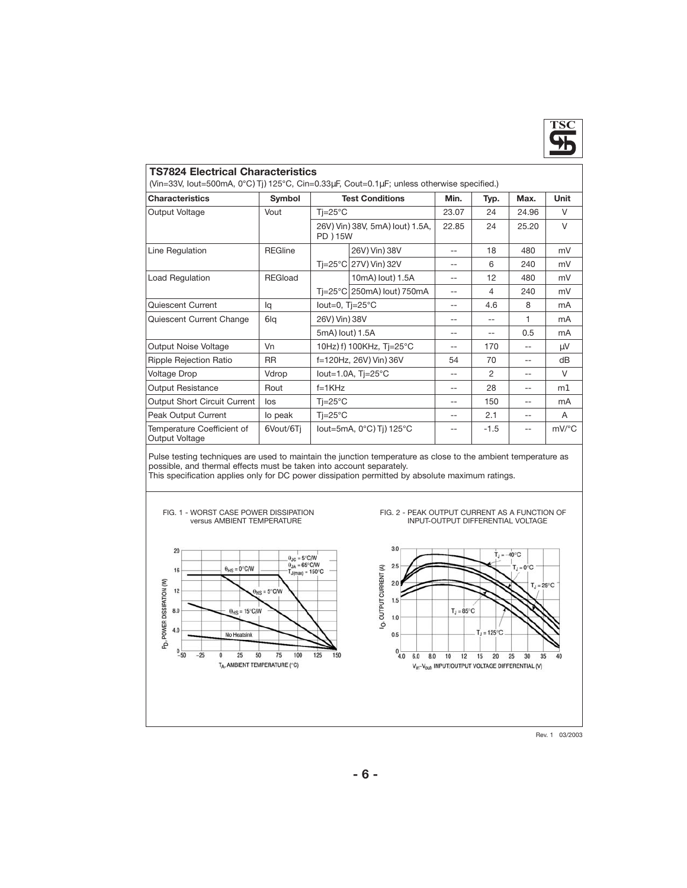## TS7824 Electrical Characteristics

(Vin=33V, Iout=500mA, 0°C) Tj) 125°C, Cin=0.33µF, Cout=0.1µF; unless otherwise specified.)

| Characteristics | Symbol | Test Conditions | | Min. | Typ. | Max. | Unit |
|---|---|---|---|---|---|---|---|
| Output Voltage | Vout | Tj=25°C | | 23.07 | 24 | 24.96 | V |
| | | 26V) Vin) 38V, 5mA) Iout) 1.5A, PD ) 15W | | 22.85 | 24 | 25.20 | V |
| Line Regulation | REGline | | 26V) Vin) 38V | -- | 18 | 480 | mV |
| | | Tj=25°C | 27V) Vin) 32V | -- | 6 | 240 | mV |
| Load Regulation | REGload | | 10mA) Iout) 1.5A | -- | 12 | 480 | mV |
| | | Tj=25°C | 250mA) Iout) 750mA | -- | 4 | 240 | mV |
| Quiescent Current | Iq | Iout=0, Tj=25°C | | -- | 4.6 | 8 | mA |
| Quiescent Current Change | 6Iq | 26V) Vin) 38V | | -- | -- | 1 | mA |
| | | 5mA) Iout) 1.5A | | -- | -- | 0.5 | mA |
| Output Noise Voltage | Vn | 10Hz) f) 100KHz, Tj=25°C | | -- | 170 | -- | µV |
| Ripple Rejection Ratio | RR | f=120Hz, 26V) Vin) 36V | | 54 | 70 | -- | dB |
| Voltage Drop | Vdrop | Iout=1.0A, Tj=25°C | | -- | 2 | -- | V |
| Output Resistance | Rout | f=1KHz | | -- | 28 | -- | m1 |
| Output Short Circuit Current | Ios | Tj=25°C | | -- | 150 | -- | mA |
| Peak Output Current | Io peak | Tj=25°C | | -- | 2.1 | -- | A |
| Temperature Coefficient of Output Voltage | 6Vout/6Tj | Iout=5mA, 0°C) Tj) 125°C | | -- | -1.5 | -- | mV/°C |

Pulse testing techniques are used to maintain the junction temperature as close to the ambient temperature as possible, and thermal effects must be taken into account separately.
This specification applies only for DC power dissipation permitted by absolute maximum ratings.

FIG. 1 - WORST CASE POWER DISSIPATION versus AMBIENT TEMPERATURE

FIG. 2 - PEAK OUTPUT CURRENT AS A FUNCTION OF INPUT-OUTPUT DIFFERENTIAL VOLTAGE

Rev. 1 03/2003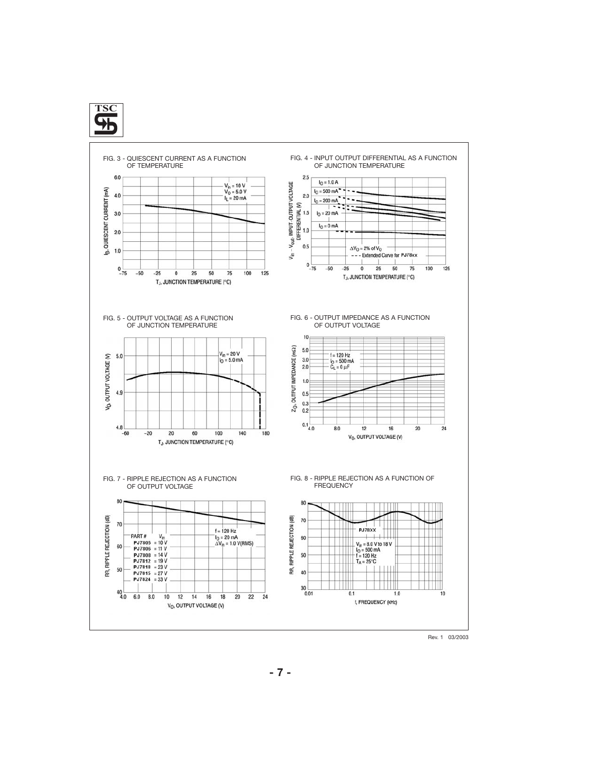FIG. 3 - QUIESCENT CURRENT AS A FUNCTION OF TEMPERATURE

$V_{in}$ = 10 V
$V_O$ = 5.0 V
$I_L$ = 20 mA

$I_B$, QUIESCENT CURRENT (mA)

$T_J$, JUNCTION TEMPERATURE (°C)

FIG. 4 - INPUT OUTPUT DIFFERENTIAL AS A FUNCTION OF JUNCTION TEMPERATURE

$I_O$ = 1.0 A
$I_O$ = 500 mA
$I_O$ = 200 mA
$I_O$ = 20 mA
$I_O$ = 0 mA

$\Delta V_O$ = 2% of $V_O$
- - - Extended Curve for PJ78xx

$V_{in} - V_{out}$, INPUT-OUTPUT VOLTAGE DIFFERENTIAL (V)

$T_J$, JUNCTION TEMPERATURE (°C)

FIG. 5 - OUTPUT VOLTAGE AS A FUNCTION OF JUNCTION TEMPERATURE

$V_{in}$ = 20 V
$I_O$ = 5.0 mA

$V_O$, OUTPUT VOLTAGE (V)

$T_J$, JUNCTION TEMPERATURE (°C)

FIG. 6 - OUTPUT IMPEDANCE AS A FUNCTION OF OUTPUT VOLTAGE

f = 120 Hz
$I_O$ = 500 mA
$C_L$ = 0 µF

$Z_O$, OUTPUT IMPEDANCE (mΩ)

$V_O$, OUTPUT VOLTAGE (V)

FIG. 7 - RIPPLE REJECTION AS A FUNCTION OF OUTPUT VOLTAGE

| PART # | $V_{in}$ |
|---|---|
| PJ7805 | = 10 V |
| PJ7806 | = 11 V |
| PJ7808 | = 14 V |
| PJ7812 | = 19 V |
| PJ7818 | = 23 V |
| PJ7815 | = 27 V |
| PJ7824 | = 33 V |

f = 120 Hz
$I_O$ = 20 mA
$\Delta V_{in}$ = 1.0 V(RMS)

RR, RIPPLE REJECTION (dB)

$V_O$, OUTPUT VOLTAGE (V)

FIG. 8 - RIPPLE REJECTION AS A FUNCTION OF FREQUENCY

PJ78XX

$V_{in}$ = 8.0 V to 18 V
$I_O$ = 500 mA
f = 120 Hz
$T_A$ = 25°C

RR, RIPPLE REJECTION (dB)

f, FREQUENCY (kHz)

Rev. 1 03/2003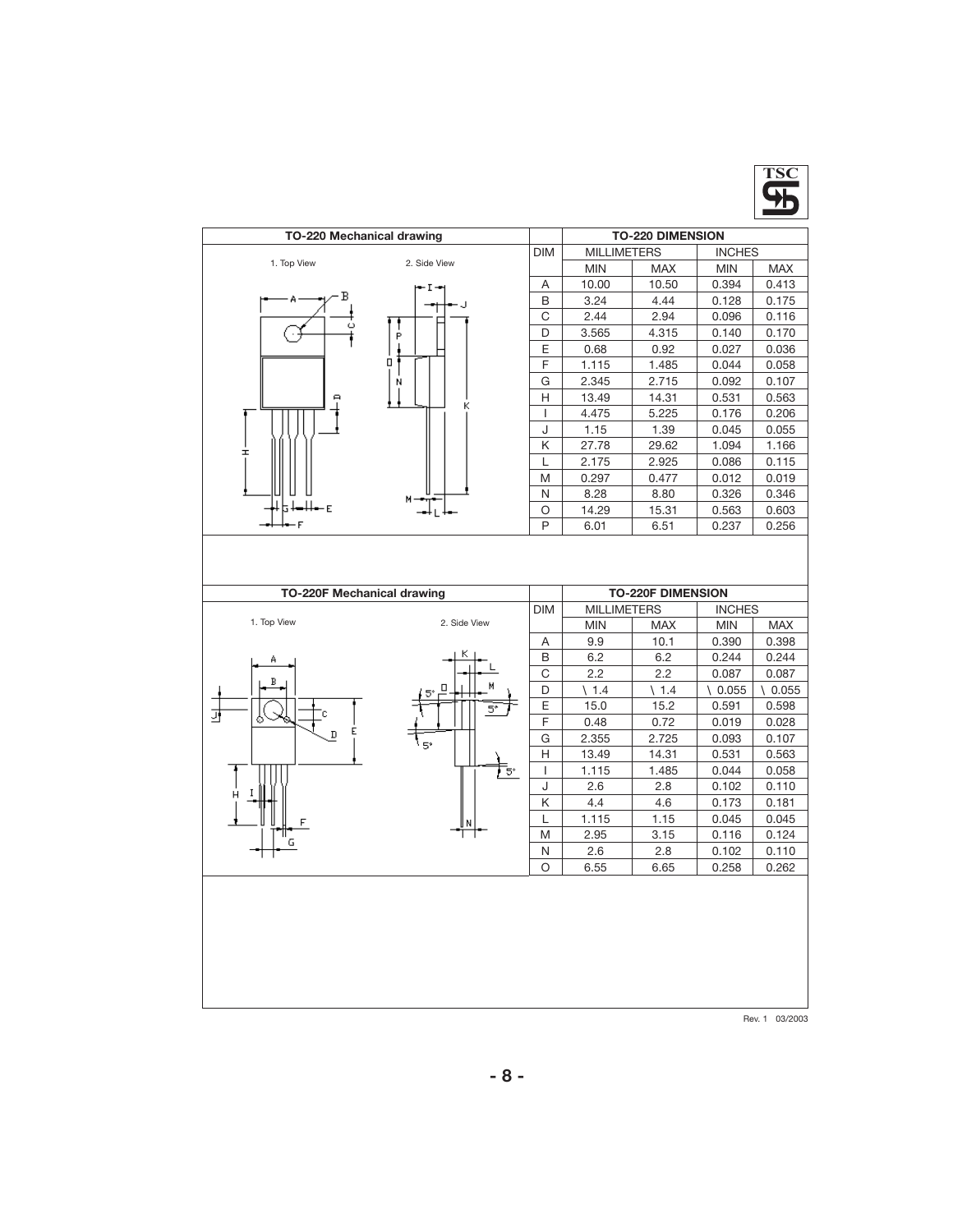## TO-220 Mechanical drawing

1. Top View

2. Side View

| DIM | MILLIMETERS | | INCHES | |
|---|---|---|---|---|
| | MIN | MAX | MIN | MAX |
| A | 10.00 | 10.50 | 0.394 | 0.413 |
| B | 3.24 | 4.44 | 0.128 | 0.175 |
| C | 2.44 | 2.94 | 0.096 | 0.116 |
| D | 3.565 | 4.315 | 0.140 | 0.170 |
| E | 0.68 | 0.92 | 0.027 | 0.036 |
| F | 1.115 | 1.485 | 0.044 | 0.058 |
| G | 2.345 | 2.715 | 0.092 | 0.107 |
| H | 13.49 | 14.31 | 0.531 | 0.563 |
| I | 4.475 | 5.225 | 0.176 | 0.206 |
| J | 1.15 | 1.39 | 0.045 | 0.055 |
| K | 27.78 | 29.62 | 1.094 | 1.166 |
| L | 2.175 | 2.925 | 0.086 | 0.115 |
| M | 0.297 | 0.477 | 0.012 | 0.019 |
| N | 8.28 | 8.80 | 0.326 | 0.346 |
| O | 14.29 | 15.31 | 0.563 | 0.603 |
| P | 6.01 | 6.51 | 0.237 | 0.256 |

## TO-220F Mechanical drawing

1. Top View

2. Side View

| DIM | MILLIMETERS | | INCHES | |
|---|---|---|---|---|
| | MIN | MAX | MIN | MAX |
| A | 9.9 | 10.1 | 0.390 | 0.398 |
| B | 6.2 | 6.2 | 0.244 | 0.244 |
| C | 2.2 | 2.2 | 0.087 | 0.087 |
| D | \ 1.4 | \ 1.4 | \ 0.055 | \ 0.055 |
| E | 15.0 | 15.2 | 0.591 | 0.598 |
| F | 0.48 | 0.72 | 0.019 | 0.028 |
| G | 2.355 | 2.725 | 0.093 | 0.107 |
| H | 13.49 | 14.31 | 0.531 | 0.563 |
| I | 1.115 | 1.485 | 0.044 | 0.058 |
| J | 2.6 | 2.8 | 0.102 | 0.110 |
| K | 4.4 | 4.6 | 0.173 | 0.181 |
| L | 1.115 | 1.15 | 0.045 | 0.045 |
| M | 2.95 | 3.15 | 0.116 | 0.124 |
| N | 2.6 | 2.8 | 0.102 | 0.110 |
| O | 6.55 | 6.65 | 0.258 | 0.262 |

Rev. 1 03/2003